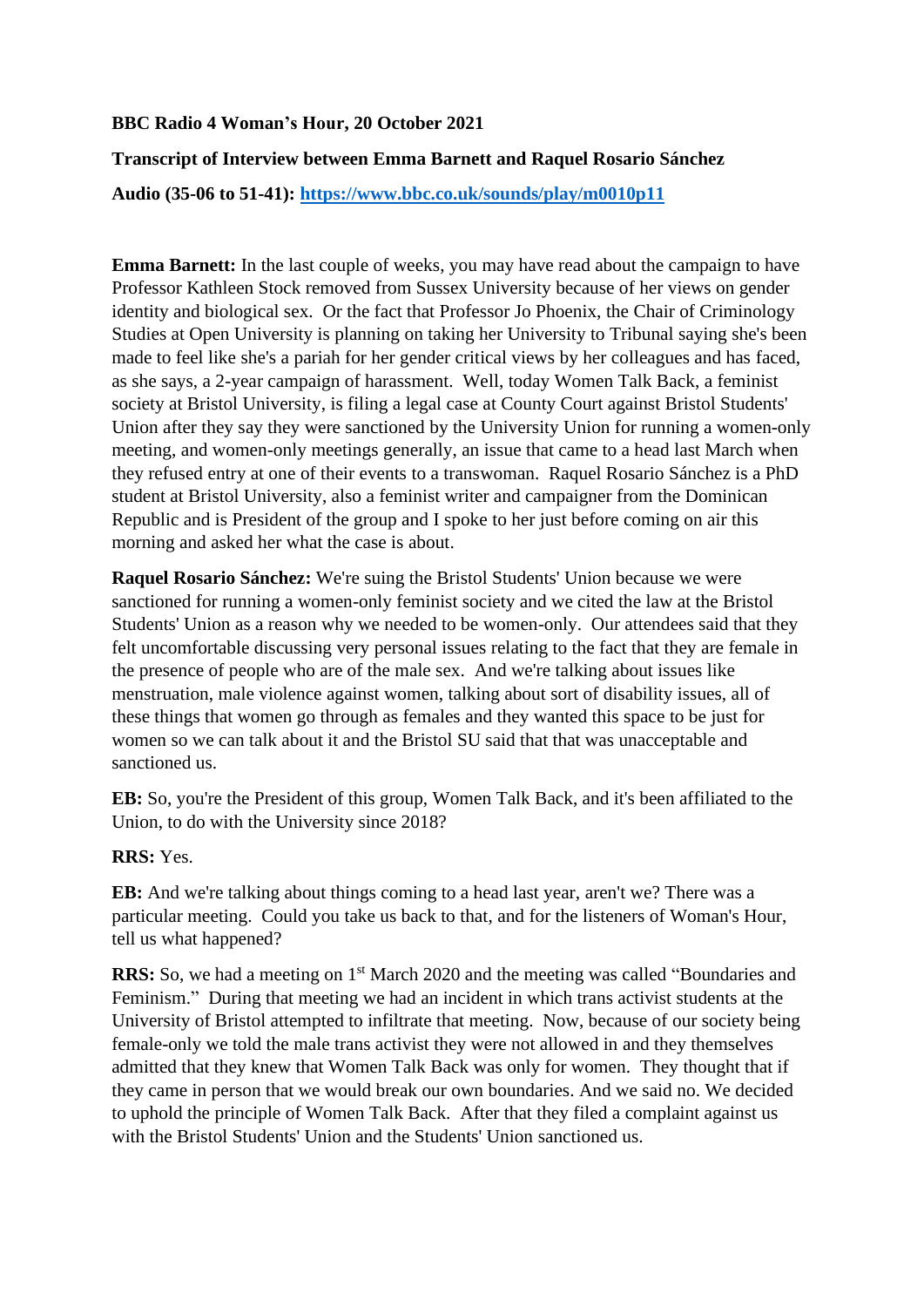**BBC Radio 4 Woman's Hour, 20 October 2021**

**Transcript of Interview between Emma Barnett and Raquel Rosario Sánchez**

**Audio (35-06 to 51-41): [https://www.bbc.co.uk/sounds/play/m0010p11](https://www.bbc.co.uk/sounds/play/m0010p11)**

**Emma Barnett:** In the last couple of weeks, you may have read about the campaign to have Professor Kathleen Stock removed from Sussex University because of her views on gender identity and biological sex. Or the fact that Professor Jo Phoenix, the Chair of Criminology Studies at Open University is planning on taking her University to Tribunal saying she's been made to feel like she's a pariah for her gender critical views by her colleagues and has faced, as she says, a 2-year campaign of harassment. Well, today Women Talk Back, a feminist society at Bristol University, is filing a legal case at County Court against Bristol Students' Union after they say they were sanctioned by the University Union for running a women-only meeting, and women-only meetings generally, an issue that came to a head last March when they refused entry at one of their events to a transwoman. Raquel Rosario Sánchez is a PhD student at Bristol University, also a feminist writer and campaigner from the Dominican Republic and is President of the group and I spoke to her just before coming on air this morning and asked her what the case is about.

**Raquel Rosario Sánchez:** We're suing the Bristol Students' Union because we were sanctioned for running a women-only feminist society and we cited the law at the Bristol Students' Union as a reason why we needed to be women-only. Our attendees said that they felt uncomfortable discussing very personal issues relating to the fact that they are female in the presence of people who are of the male sex. And we're talking about issues like menstruation, male violence against women, talking about sort of disability issues, all of these things that women go through as females and they wanted this space to be just for women so we can talk about it and the Bristol SU said that that was unacceptable and sanctioned us.

**EB:** So, you're the President of this group, Women Talk Back, and it's been affiliated to the Union, to do with the University since 2018?

**RRS:** Yes.

**EB:** And we're talking about things coming to a head last year, aren't we? There was a particular meeting. Could you take us back to that, and for the listeners of Woman's Hour, tell us what happened?

**RRS:** So, we had a meeting on 1st March 2020 and the meeting was called "Boundaries and Feminism." During that meeting we had an incident in which trans activist students at the University of Bristol attempted to infiltrate that meeting. Now, because of our society being female-only we told the male trans activist they were not allowed in and they themselves admitted that they knew that Women Talk Back was only for women. They thought that if they came in person that we would break our own boundaries. And we said no. We decided to uphold the principle of Women Talk Back. After that they filed a complaint against us with the Bristol Students' Union and the Students' Union sanctioned us.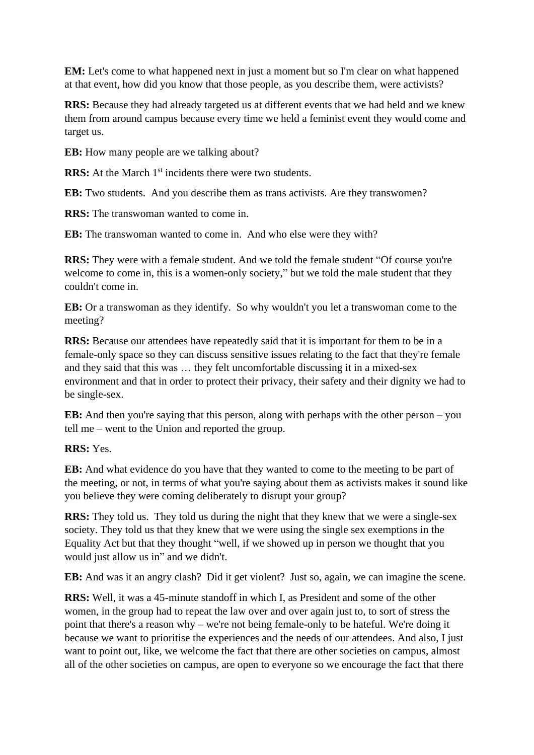**EM:** Let's come to what happened next in just a moment but so I'm clear on what happened at that event, how did you know that those people, as you describe them, were activists?

**RRS:** Because they had already targeted us at different events that we had held and we knew them from around campus because every time we held a feminist event they would come and target us.

**EB:** How many people are we talking about?

**RRS:** At the March 1st incidents there were two students.

**EB:** Two students. And you describe them as trans activists. Are they transwomen?

**RRS:** The transwoman wanted to come in.

**EB:** The transwoman wanted to come in. And who else were they with?

**RRS:** They were with a female student. And we told the female student "Of course you're welcome to come in, this is a women-only society," but we told the male student that they couldn't come in.

**EB:** Or a transwoman as they identify. So why wouldn't you let a transwoman come to the meeting?

**RRS:** Because our attendees have repeatedly said that it is important for them to be in a female-only space so they can discuss sensitive issues relating to the fact that they're female and they said that this was … they felt uncomfortable discussing it in a mixed-sex environment and that in order to protect their privacy, their safety and their dignity we had to be single-sex.

**EB:** And then you're saying that this person, along with perhaps with the other person – you tell me – went to the Union and reported the group.

**RRS:** Yes.

**EB:** And what evidence do you have that they wanted to come to the meeting to be part of the meeting, or not, in terms of what you're saying about them as activists makes it sound like you believe they were coming deliberately to disrupt your group?

**RRS:** They told us. They told us during the night that they knew that we were a single-sex society. They told us that they knew that we were using the single sex exemptions in the Equality Act but that they thought "well, if we showed up in person we thought that you would just allow us in" and we didn't.

**EB:** And was it an angry clash? Did it get violent? Just so, again, we can imagine the scene.

**RRS:** Well, it was a 45-minute standoff in which I, as President and some of the other women, in the group had to repeat the law over and over again just to, to sort of stress the point that there's a reason why – we're not being female-only to be hateful. We're doing it because we want to prioritise the experiences and the needs of our attendees. And also, I just want to point out, like, we welcome the fact that there are other societies on campus, almost all of the other societies on campus, are open to everyone so we encourage the fact that there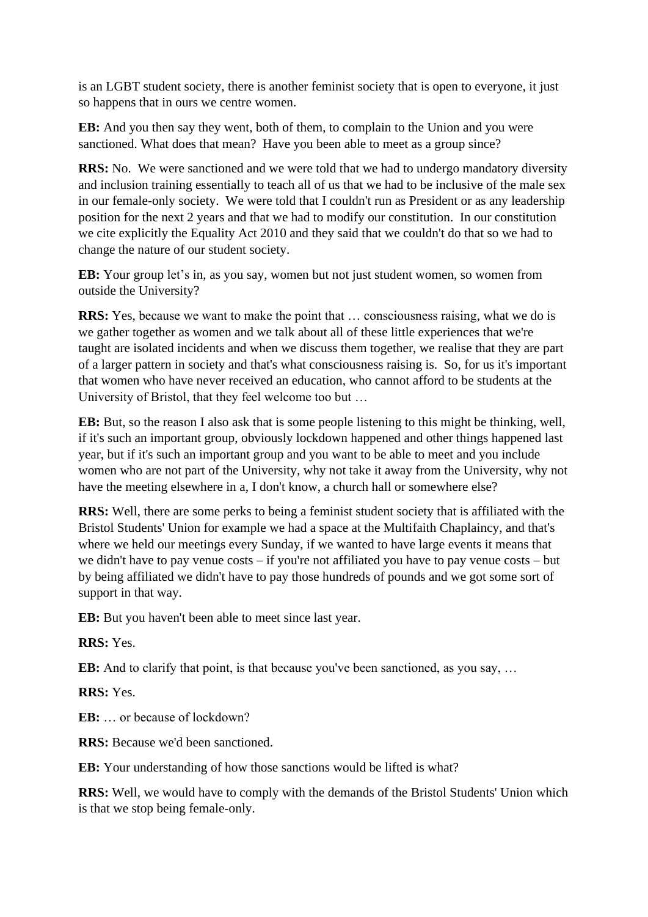is an LGBT student society, there is another feminist society that is open to everyone, it just so happens that in ours we centre women.

**EB:** And you then say they went, both of them, to complain to the Union and you were sanctioned. What does that mean? Have you been able to meet as a group since?

**RRS:** No. We were sanctioned and we were told that we had to undergo mandatory diversity and inclusion training essentially to teach all of us that we had to be inclusive of the male sex in our female-only society. We were told that I couldn't run as President or as any leadership position for the next 2 years and that we had to modify our constitution. In our constitution we cite explicitly the Equality Act 2010 and they said that we couldn't do that so we had to change the nature of our student society.

**EB:** Your group let's in, as you say, women but not just student women, so women from outside the University?

**RRS:** Yes, because we want to make the point that … consciousness raising, what we do is we gather together as women and we talk about all of these little experiences that we're taught are isolated incidents and when we discuss them together, we realise that they are part of a larger pattern in society and that's what consciousness raising is. So, for us it's important that women who have never received an education, who cannot afford to be students at the University of Bristol, that they feel welcome too but …

**EB:** But, so the reason I also ask that is some people listening to this might be thinking, well, if it's such an important group, obviously lockdown happened and other things happened last year, but if it's such an important group and you want to be able to meet and you include women who are not part of the University, why not take it away from the University, why not have the meeting elsewhere in a, I don't know, a church hall or somewhere else?

**RRS:** Well, there are some perks to being a feminist student society that is affiliated with the Bristol Students' Union for example we had a space at the Multifaith Chaplaincy, and that's where we held our meetings every Sunday, if we wanted to have large events it means that we didn't have to pay venue costs – if you're not affiliated you have to pay venue costs – but by being affiliated we didn't have to pay those hundreds of pounds and we got some sort of support in that way.

**EB:** But you haven't been able to meet since last year.

**RRS:** Yes.

**EB:** And to clarify that point, is that because you've been sanctioned, as you say, …

**RRS:** Yes.

**EB:** … or because of lockdown?

**RRS:** Because we'd been sanctioned.

**EB:** Your understanding of how those sanctions would be lifted is what?

**RRS:** Well, we would have to comply with the demands of the Bristol Students' Union which is that we stop being female-only.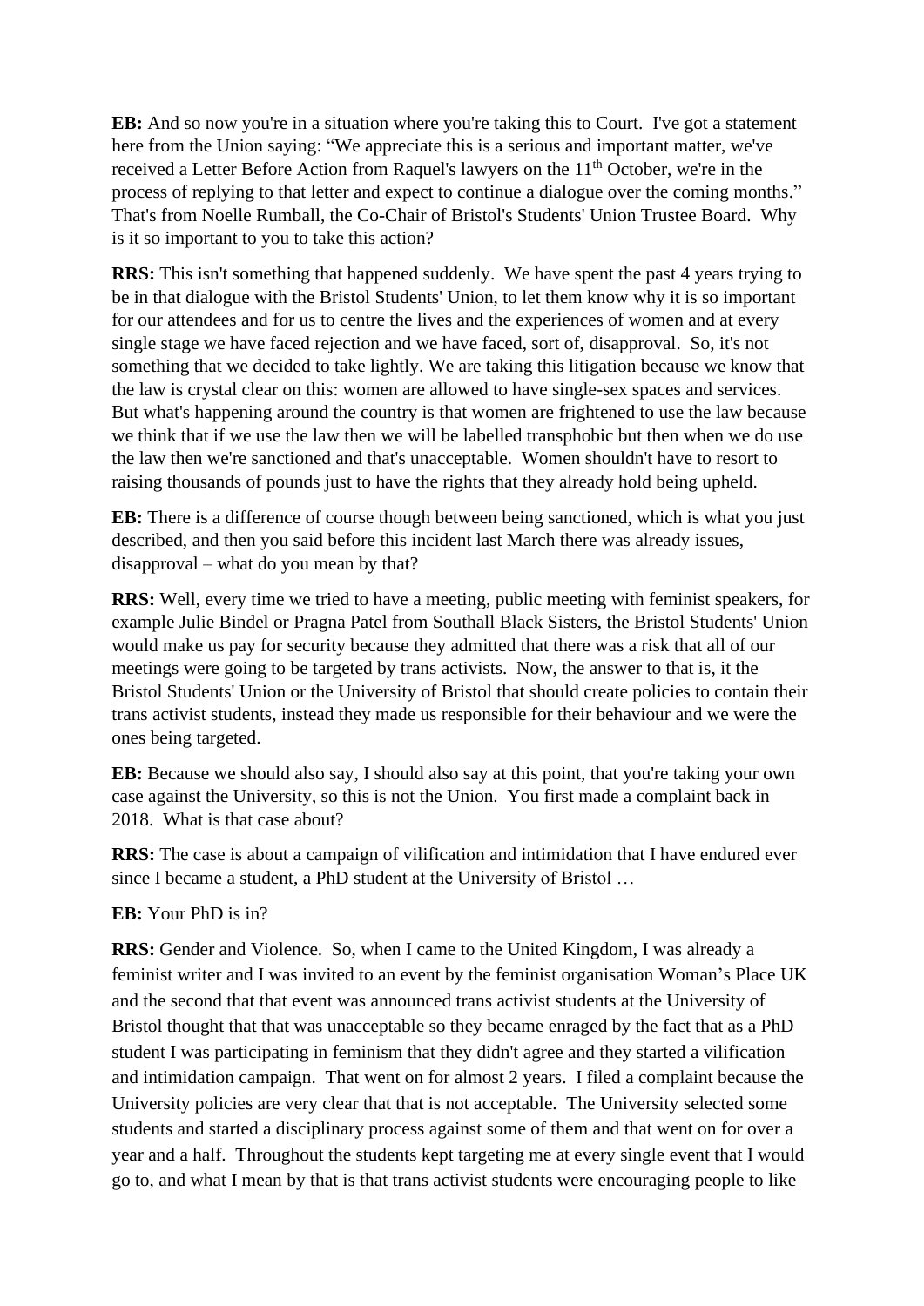**EB:** And so now you're in a situation where you're taking this to Court. I've got a statement here from the Union saying: "We appreciate this is a serious and important matter, we've received a Letter Before Action from Raquel's lawyers on the 11th October, we're in the process of replying to that letter and expect to continue a dialogue over the coming months." That's from Noelle Rumball, the Co-Chair of Bristol's Students' Union Trustee Board. Why is it so important to you to take this action?

**RRS:** This isn't something that happened suddenly. We have spent the past 4 years trying to be in that dialogue with the Bristol Students' Union, to let them know why it is so important for our attendees and for us to centre the lives and the experiences of women and at every single stage we have faced rejection and we have faced, sort of, disapproval. So, it's not something that we decided to take lightly. We are taking this litigation because we know that the law is crystal clear on this: women are allowed to have single-sex spaces and services. But what's happening around the country is that women are frightened to use the law because we think that if we use the law then we will be labelled transphobic but then when we do use the law then we're sanctioned and that's unacceptable. Women shouldn't have to resort to raising thousands of pounds just to have the rights that they already hold being upheld.

**EB:** There is a difference of course though between being sanctioned, which is what you just described, and then you said before this incident last March there was already issues, disapproval – what do you mean by that?

**RRS:** Well, every time we tried to have a meeting, public meeting with feminist speakers, for example Julie Bindel or Pragna Patel from Southall Black Sisters, the Bristol Students' Union would make us pay for security because they admitted that there was a risk that all of our meetings were going to be targeted by trans activists. Now, the answer to that is, it the Bristol Students' Union or the University of Bristol that should create policies to contain their trans activist students, instead they made us responsible for their behaviour and we were the ones being targeted.

**EB:** Because we should also say, I should also say at this point, that you're taking your own case against the University, so this is not the Union. You first made a complaint back in 2018. What is that case about?

**RRS:** The case is about a campaign of vilification and intimidation that I have endured ever since I became a student, a PhD student at the University of Bristol …

**EB:** Your PhD is in?

**RRS:** Gender and Violence. So, when I came to the United Kingdom, I was already a feminist writer and I was invited to an event by the feminist organisation Woman's Place UK and the second that that event was announced trans activist students at the University of Bristol thought that that was unacceptable so they became enraged by the fact that as a PhD student I was participating in feminism that they didn't agree and they started a vilification and intimidation campaign. That went on for almost 2 years. I filed a complaint because the University policies are very clear that that is not acceptable. The University selected some students and started a disciplinary process against some of them and that went on for over a year and a half. Throughout the students kept targeting me at every single event that I would go to, and what I mean by that is that trans activist students were encouraging people to like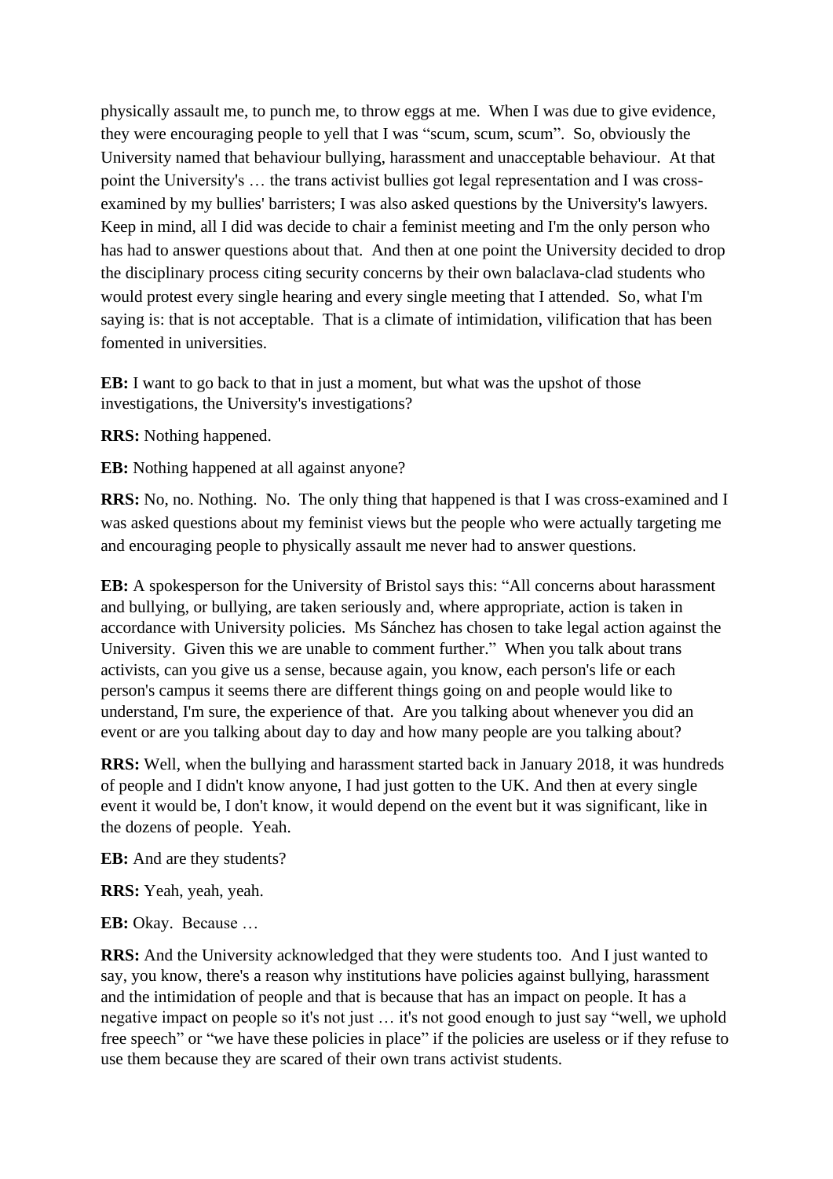physically assault me, to punch me, to throw eggs at me. When I was due to give evidence, they were encouraging people to yell that I was "scum, scum, scum". So, obviously the University named that behaviour bullying, harassment and unacceptable behaviour. At that point the University's … the trans activist bullies got legal representation and I was cross-examined by my bullies' barristers; I was also asked questions by the University's lawyers. Keep in mind, all I did was decide to chair a feminist meeting and I'm the only person who has had to answer questions about that. And then at one point the University decided to drop the disciplinary process citing security concerns by their own balaclava-clad students who would protest every single hearing and every single meeting that I attended. So, what I'm saying is: that is not acceptable. That is a climate of intimidation, vilification that has been fomented in universities.

**EB:** I want to go back to that in just a moment, but what was the upshot of those investigations, the University's investigations?

**RRS:** Nothing happened.

**EB:** Nothing happened at all against anyone?

**RRS:** No, no. Nothing. No. The only thing that happened is that I was cross-examined and I was asked questions about my feminist views but the people who were actually targeting me and encouraging people to physically assault me never had to answer questions.

**EB:** A spokesperson for the University of Bristol says this: "All concerns about harassment and bullying, or bullying, are taken seriously and, where appropriate, action is taken in accordance with University policies. Ms Sánchez has chosen to take legal action against the University. Given this we are unable to comment further." When you talk about trans activists, can you give us a sense, because again, you know, each person's life or each person's campus it seems there are different things going on and people would like to understand, I'm sure, the experience of that. Are you talking about whenever you did an event or are you talking about day to day and how many people are you talking about?

**RRS:** Well, when the bullying and harassment started back in January 2018, it was hundreds of people and I didn't know anyone, I had just gotten to the UK. And then at every single event it would be, I don't know, it would depend on the event but it was significant, like in the dozens of people. Yeah.

**EB:** And are they students?

**RRS:** Yeah, yeah, yeah.

**EB:** Okay. Because …

**RRS:** And the University acknowledged that they were students too. And I just wanted to say, you know, there's a reason why institutions have policies against bullying, harassment and the intimidation of people and that is because that has an impact on people. It has a negative impact on people so it's not just … it's not good enough to just say "well, we uphold free speech" or "we have these policies in place" if the policies are useless or if they refuse to use them because they are scared of their own trans activist students.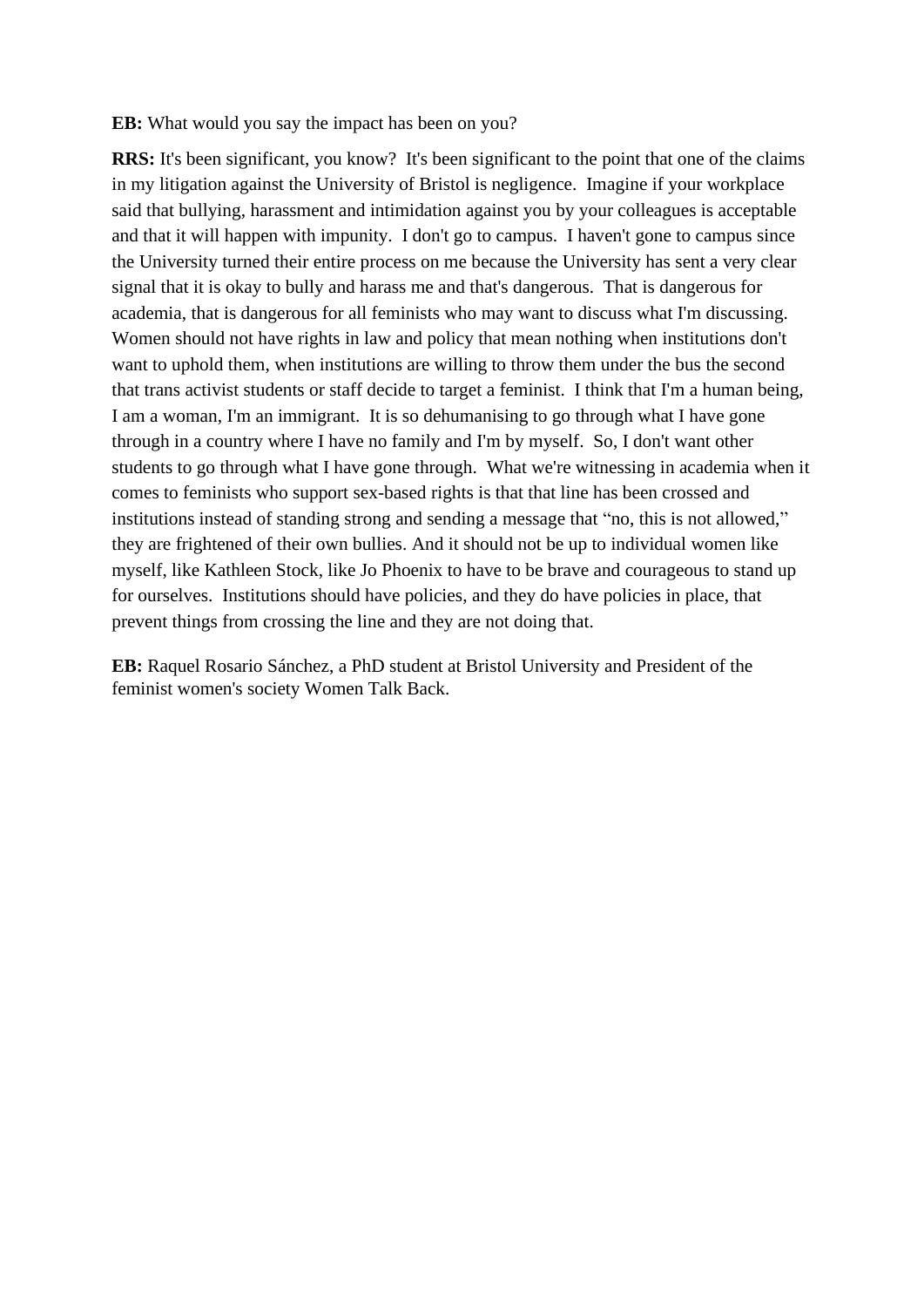**EB:** What would you say the impact has been on you?

**RRS:** It's been significant, you know? It's been significant to the point that one of the claims in my litigation against the University of Bristol is negligence. Imagine if your workplace said that bullying, harassment and intimidation against you by your colleagues is acceptable and that it will happen with impunity. I don't go to campus. I haven't gone to campus since the University turned their entire process on me because the University has sent a very clear signal that it is okay to bully and harass me and that's dangerous. That is dangerous for academia, that is dangerous for all feminists who may want to discuss what I'm discussing. Women should not have rights in law and policy that mean nothing when institutions don't want to uphold them, when institutions are willing to throw them under the bus the second that trans activist students or staff decide to target a feminist. I think that I'm a human being, I am a woman, I'm an immigrant. It is so dehumanising to go through what I have gone through in a country where I have no family and I'm by myself. So, I don't want other students to go through what I have gone through. What we're witnessing in academia when it comes to feminists who support sex-based rights is that that line has been crossed and institutions instead of standing strong and sending a message that "no, this is not allowed," they are frightened of their own bullies. And it should not be up to individual women like myself, like Kathleen Stock, like Jo Phoenix to have to be brave and courageous to stand up for ourselves. Institutions should have policies, and they do have policies in place, that prevent things from crossing the line and they are not doing that.

**EB:** Raquel Rosario Sánchez, a PhD student at Bristol University and President of the feminist women's society Women Talk Back.